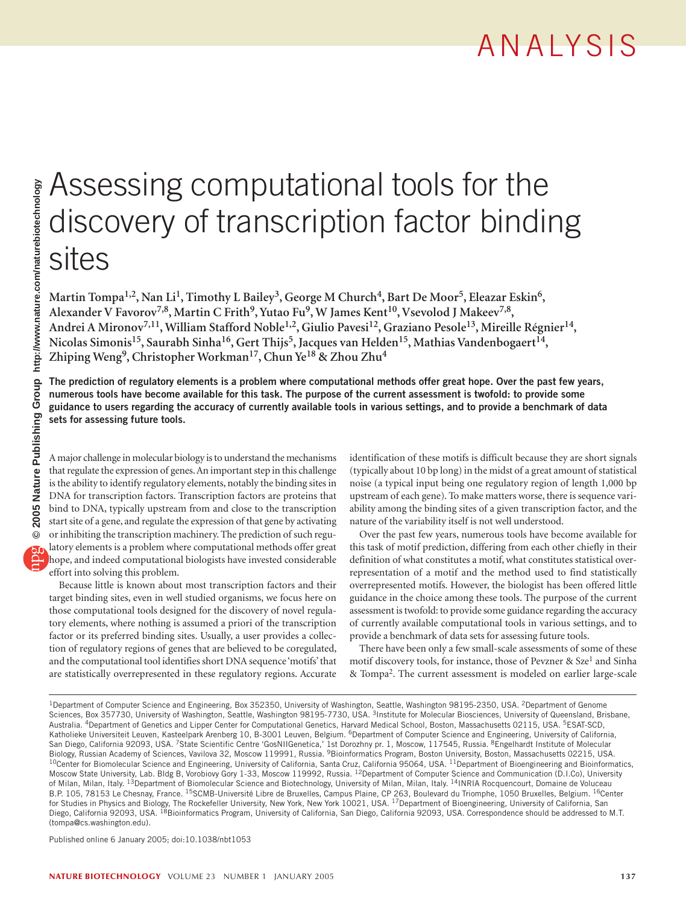ANALYSIS

# Assessing computational tools for the discovery of transcription factor binding sites

**Martin Tompa[1,2], Nan Li[1], Timothy L Bailey[3], George M Church[4], Bart De Moor[5], Eleazar Eskin[6], Alexander V Favorov[7,8], Martin C Frith[9], Yutao Fu[9], W James Kent[10], Vsevolod J Makeev[7,8], Andrei A Mironov[7,11], William Stafford Noble[1,2], Giulio Pavesi[12], Graziano Pesole[13], Mireille Régnier[14], Nicolas Simonis[15], Saurabh Sinha[16], Gert Thijs[5], Jacques van Helden[15], Mathias Vandenbogaert[14], Zhiping Weng[9], Christopher Workman[17], Chun Ye[18] & Zhou Zhu[4]**

**The prediction of regulatory elements is a problem where computational methods offer great hope. Over the past few years, numerous tools have become available for this task. The purpose of the current assessment is twofold: to provide some guidance to users regarding the accuracy of currently available tools in various settings, and to provide a benchmark of data sets for assessing future tools.**

A major challenge in molecular biology is to understand the mechanisms that regulate the expression of genes. An important step in this challenge is the ability to identify regulatory elements, notably the binding sites in DNA for transcription factors. Transcription factors are proteins that bind to DNA, typically upstream from and close to the transcription start site of a gene, and regulate the expression of that gene by activating or inhibiting the transcription machinery. The prediction of such regulatory elements is a problem where computational methods offer great hope, and indeed computational biologists have invested considerable effort into solving this problem.

Because little is known about most transcription factors and their target binding sites, even in well studied organisms, we focus here on those computational tools designed for the discovery of novel regulatory elements, where nothing is assumed a priori of the transcription factor or its preferred binding sites. Usually, a user provides a collection of regulatory regions of genes that are believed to be coregulated, and the computational tool identifies short DNA sequence 'motifs' that are statistically overrepresented in these regulatory regions. Accurate identification of these motifs is difficult because they are short signals (typically about 10 bp long) in the midst of a great amount of statistical noise (a typical input being one regulatory region of length 1,000 bp upstream of each gene). To make matters worse, there is sequence variability among the binding sites of a given transcription factor, and the nature of the variability itself is not well understood.

Over the past few years, numerous tools have become available for this task of motif prediction, differing from each other chiefly in their definition of what constitutes a motif, what constitutes statistical overrepresentation of a motif and the method used to find statistically overrepresented motifs. However, the biologist has been offered little guidance in the choice among these tools. The purpose of the current assessment is twofold: to provide some guidance regarding the accuracy of currently available computational tools in various settings, and to provide a benchmark of data sets for assessing future tools.

There have been only a few small-scale assessments of some of these motif discovery tools, for instance, those of Pevzner & Sze[1] and Sinha & Tompa[2]. The current assessment is modeled on earlier large-scale

[1]Department of Computer Science and Engineering, Box 352350, University of Washington, Seattle, Washington 98195-2350, USA. [2]Department of Genome Sciences, Box 357730, University of Washington, Seattle, Washington 98195-7730, USA. [3]Institute for Molecular Biosciences, University of Queensland, Brisbane, Australia. [4]Department of Genetics and Lipper Center for Computational Genetics, Harvard Medical School, Boston, Massachusetts 02115, USA. [5]ESAT-SCD, Katholieke Universiteit Leuven, Kasteelpark Arenberg 10, B-3001 Leuven, Belgium. [6]Department of Computer Science and Engineering, University of California, San Diego, California 92093, USA. [7]State Scientific Centre 'GosNIIGenetica,' 1st Dorozhny pr. 1, Moscow, 117545, Russia. [8]Engelhardt Institute of Molecular Biology, Russian Academy of Sciences, Vavilova 32, Moscow 119991, Russia. [9]Bioinformatics Program, Boston University, Boston, Massachusetts 02215, USA. [10]Center for Biomolecular Science and Engineering, University of California, Santa Cruz, California 95064, USA. [11]Department of Bioengineering and Bioinformatics, Moscow State University, Lab. Bldg B, Vorobiovy Gory 1-33, Moscow 119992, Russia. [12]Department of Computer Science and Communication (D.I.Co), University of Milan, Milan, Italy. [13]Department of Biomolecular Science and Biotechnology, University of Milan, Milan, Italy. [14]INRIA Rocquencourt, Domaine de Voluceau B.P. 105, 78153 Le Chesnay, France. [15]SCMB-Université Libre de Bruxelles, Campus Plaine, CP 263, Boulevard du Triomphe, 1050 Bruxelles, Belgium. [16]Center for Studies in Physics and Biology, The Rockefeller University, New York, New York 10021, USA. [17]Department of Bioengineering, University of California, San Diego, California 92093, USA. [18]Bioinformatics Program, University of California, San Diego, California 92093, USA. Correspondence should be addressed to M.T. (tompa@cs.washington.edu).

Published online 6 January 2005; doi:10.1038/nbt1053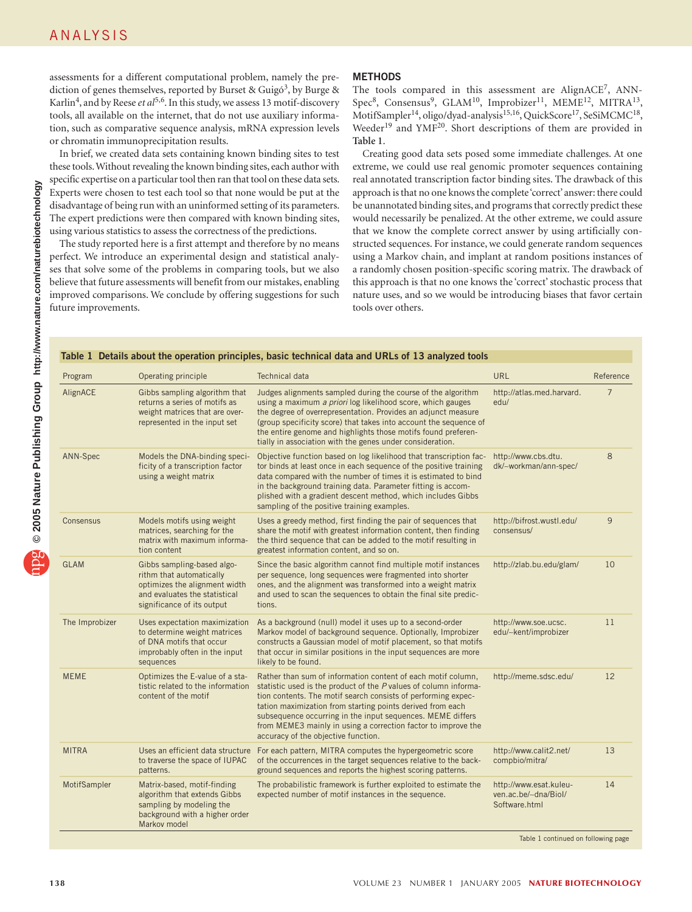assessments for a different computational problem, namely the prediction of genes themselves, reported by Burset & Guigó[3], by Burge & Karlin[4], and by Reese *et al*[5,6]. In this study, we assess 13 motif-discovery tools, all available on the internet, that do not use auxiliary information, such as comparative sequence analysis, mRNA expression levels or chromatin immunoprecipitation results.

In brief, we created data sets containing known binding sites to test these tools. Without revealing the known binding sites, each author with specific expertise on a particular tool then ran that tool on these data sets. Experts were chosen to test each tool so that none would be put at the disadvantage of being run with an uninformed setting of its parameters. The expert predictions were then compared with known binding sites, using various statistics to assess the correctness of the predictions.

The study reported here is a first attempt and therefore by no means perfect. We introduce an experimental design and statistical analyses that solve some of the problems in comparing tools, but we also believe that future assessments will benefit from our mistakes, enabling improved comparisons. We conclude by offering suggestions for such future improvements.

## METHODS

The tools compared in this assessment are AlignACE[7], ANN-Spec[8], Consensus[9], GLAM[10], Improbizer[11], MEME[12], MITRA[13], MotifSampler[14], oligo/dyad-analysis[15,16], QuickScore[17], SeSiMCMC[18], Weeder[19] and YMF[20]. Short descriptions of them are provided in **Table 1**.

Creating good data sets posed some immediate challenges. At one extreme, we could use real genomic promoter sequences containing real annotated transcription factor binding sites. The drawback of this approach is that no one knows the complete 'correct' answer: there could be unannotated binding sites, and programs that correctly predict these would necessarily be penalized. At the other extreme, we could assure that we know the complete correct answer by using artificially constructed sequences. For instance, we could generate random sequences using a Markov chain, and implant at random positions instances of a randomly chosen position-specific scoring matrix. The drawback of this approach is that no one knows the 'correct' stochastic process that nature uses, and so we would be introducing biases that favor certain tools over others.

**Table 1 Details about the operation principles, basic technical data and URLs of 13 analyzed tools**

| Program | Operating principle | Technical data | URL | Reference |
|---|---|---|---|---|
| AlignACE | Gibbs sampling algorithm that returns a series of motifs as weight matrices that are overrepresented in the input set | Judges alignments sampled during the course of the algorithm using a maximum *a priori* log likelihood score, which gauges the degree of overrepresentation. Provides an adjunct measure (group specificity score) that takes into account the sequence of the entire genome and highlights those motifs found preferentially in association with the genes under consideration. | http://atlas.med.harvard.edu/ | 7 |
| ANN-Spec | Models the DNA-binding specificity of a transcription factor using a weight matrix | Objective function based on log likelihood that transcription factor binds at least once in each sequence of the positive training data compared with the number of times it is estimated to bind in the background training data. Parameter fitting is accomplished with a gradient descent method, which includes Gibbs sampling of the positive training examples. | http://www.cbs.dtu.dk/~workman/ann-spec/ | 8 |
| Consensus | Models motifs using weight matrices, searching for the matrix with maximum information content | Uses a greedy method, first finding the pair of sequences that share the motif with greatest information content, then finding the third sequence that can be added to the motif resulting in greatest information content, and so on. | http://bifrost.wustl.edu/consensus/ | 9 |
| GLAM | Gibbs sampling-based algorithm that automatically optimizes the alignment width and evaluates the statistical significance of its output | Since the basic algorithm cannot find multiple motif instances per sequence, long sequences were fragmented into shorter ones, and the alignment was transformed into a weight matrix and used to scan the sequences to obtain the final site predictions. | http://zlab.bu.edu/glam/ | 10 |
| The Improbizer | Uses expectation maximization to determine weight matrices of DNA motifs that occur improbably often in the input sequences | As a background (null) model it uses up to a second-order Markov model of background sequence. Optionally, Improbizer constructs a Gaussian model of motif placement, so that motifs that occur in similar positions in the input sequences are more likely to be found. | http://www.soe.ucsc.edu/~kent/improbizer | 11 |
| MEME | Optimizes the E-value of a statistic related to the information content of the motif | Rather than sum of information content of each motif column, statistic used is the product of the *P* values of column information contents. The motif search consists of performing expectation maximization from starting points derived from each subsequence occurring in the input sequences. MEME differs from MEME3 mainly in using a correction factor to improve the accuracy of the objective function. | http://meme.sdsc.edu/ | 12 |
| MITRA | Uses an efficient data structure to traverse the space of IUPAC patterns. | For each pattern, MITRA computes the hypergeometric score of the occurrences in the target sequences relative to the background sequences and reports the highest scoring patterns. | http://www.calit2.net/compbio/mitra/ | 13 |
| MotifSampler | Matrix-based, motif-finding algorithm that extends Gibbs sampling by modeling the background with a higher order Markov model | The probabilistic framework is further exploited to estimate the expected number of motif instances in the sequence. | http://www.esat.kuleuven.ac.be/~dna/Biol/Software.html | 14 |

Table 1 continued on following page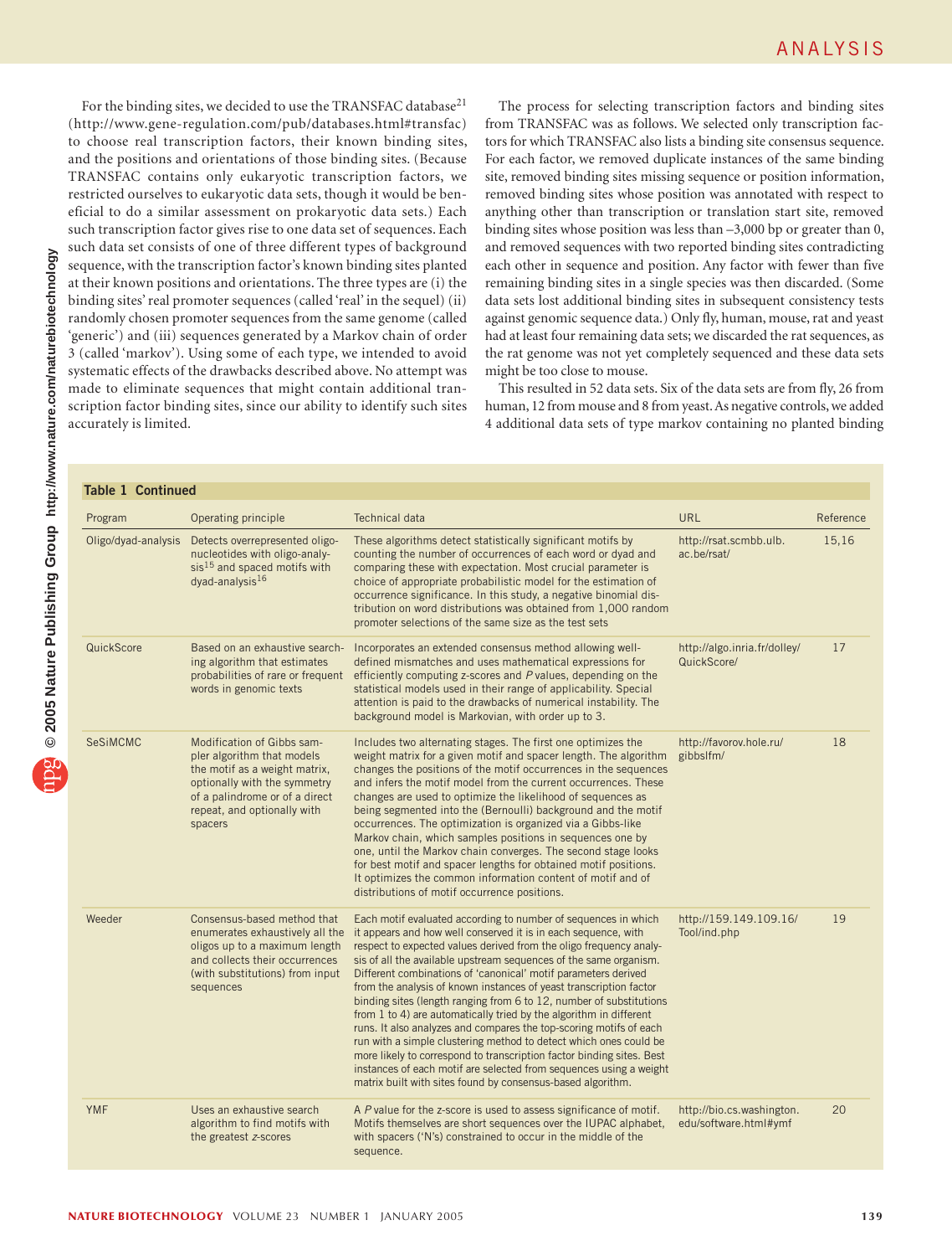For the binding sites, we decided to use the TRANSFAC database[21] (http://www.gene-regulation.com/pub/databases.html#transfac) to choose real transcription factors, their known binding sites, and the positions and orientations of those binding sites. (Because TRANSFAC contains only eukaryotic transcription factors, we restricted ourselves to eukaryotic data sets, though it would be beneficial to do a similar assessment on prokaryotic data sets.) Each such transcription factor gives rise to one data set of sequences. Each such data set consists of one of three different types of background sequence, with the transcription factor's known binding sites planted at their known positions and orientations. The three types are (i) the binding sites' real promoter sequences (called 'real' in the sequel) (ii) randomly chosen promoter sequences from the same genome (called 'generic') and (iii) sequences generated by a Markov chain of order 3 (called 'markov'). Using some of each type, we intended to avoid systematic effects of the drawbacks described above. No attempt was made to eliminate sequences that might contain additional transcription factor binding sites, since our ability to identify such sites accurately is limited.

The process for selecting transcription factors and binding sites from TRANSFAC was as follows. We selected only transcription factors for which TRANSFAC also lists a binding site consensus sequence. For each factor, we removed duplicate instances of the same binding site, removed binding sites missing sequence or position information, removed binding sites whose position was annotated with respect to anything other than transcription or translation start site, removed binding sites whose position was less than –3,000 bp or greater than 0, and removed sequences with two reported binding sites contradicting each other in sequence and position. Any factor with fewer than five remaining binding sites in a single species was then discarded. (Some data sets lost additional binding sites in subsequent consistency tests against genomic sequence data.) Only fly, human, mouse, rat and yeast had at least four remaining data sets; we discarded the rat sequences, as the rat genome was not yet completely sequenced and these data sets might be too close to mouse.

This resulted in 52 data sets. Six of the data sets are from fly, 26 from human, 12 from mouse and 8 from yeast. As negative controls, we added 4 additional data sets of type markov containing no planted binding

**Table 1 Continued**

| Program | Operating principle | Technical data | URL | Reference |
|---|---|---|---|---|
| Oligo/dyad-analysis | Detects overrepresented oligonucleotides with oligo-analysis[15] and spaced motifs with dyad-analysis[16] | These algorithms detect statistically significant motifs by counting the number of occurrences of each word or dyad and comparing these with expectation. Most crucial parameter is choice of appropriate probabilistic model for the estimation of occurrence significance. In this study, a negative binomial distribution on word distributions was obtained from 1,000 random promoter selections of the same size as the test sets | http://rsat.scmbb.ulb.ac.be/rsat/ | 15,16 |
| QuickScore | Based on an exhaustive searching algorithm that estimates probabilities of rare or frequent words in genomic texts | Incorporates an extended consensus method allowing well-defined mismatches and uses mathematical expressions for efficiently computing z-scores and *P* values, depending on the statistical models used in their range of applicability. Special attention is paid to the drawbacks of numerical instability. The background model is Markovian, with order up to 3. | http://algo.inria.fr/dolley/QuickScore/ | 17 |
| SeSiMCMC | Modification of Gibbs sampler algorithm that models the motif as a weight matrix, optionally with the symmetry of a palindrome or of a direct repeat, and optionally with spacers | Includes two alternating stages. The first one optimizes the weight matrix for a given motif and spacer length. The algorithm changes the positions of the motif occurrences in the sequences and infers the motif model from the current occurrences. These changes are used to optimize the likelihood of sequences as being segmented into the (Bernoulli) background and the motif occurrences. The optimization is organized via a Gibbs-like Markov chain, which samples positions in sequences one by one, until the Markov chain converges. The second stage looks for best motif and spacer lengths for obtained motif positions. It optimizes the common information content of motif and of distributions of motif occurrence positions. | http://favorov.hole.ru/gibbslfm/ | 18 |
| Weeder | Consensus-based method that enumerates exhaustively all the oligos up to a maximum length and collects their occurrences (with substitutions) from input sequences | Each motif evaluated according to number of sequences in which it appears and how well conserved it is in each sequence, with respect to expected values derived from the oligo frequency analysis of all the available upstream sequences of the same organism. Different combinations of 'canonical' motif parameters derived from the analysis of known instances of yeast transcription factor binding sites (length ranging from 6 to 12, number of substitutions from 1 to 4) are automatically tried by the algorithm in different runs. It also analyzes and compares the top-scoring motifs of each run with a simple clustering method to detect which ones could be more likely to correspond to transcription factor binding sites. Best instances of each motif are selected from sequences using a weight matrix built with sites found by consensus-based algorithm. | http://159.149.109.16/Tool/ind.php | 19 |
| YMF | Uses an exhaustive search algorithm to find motifs with the greatest *z*-scores | A *P* value for the z-score is used to assess significance of motif. Motifs themselves are short sequences over the IUPAC alphabet, with spacers ('N's) constrained to occur in the middle of the sequence. | http://bio.cs.washington.edu/software.html#ymf | 20 |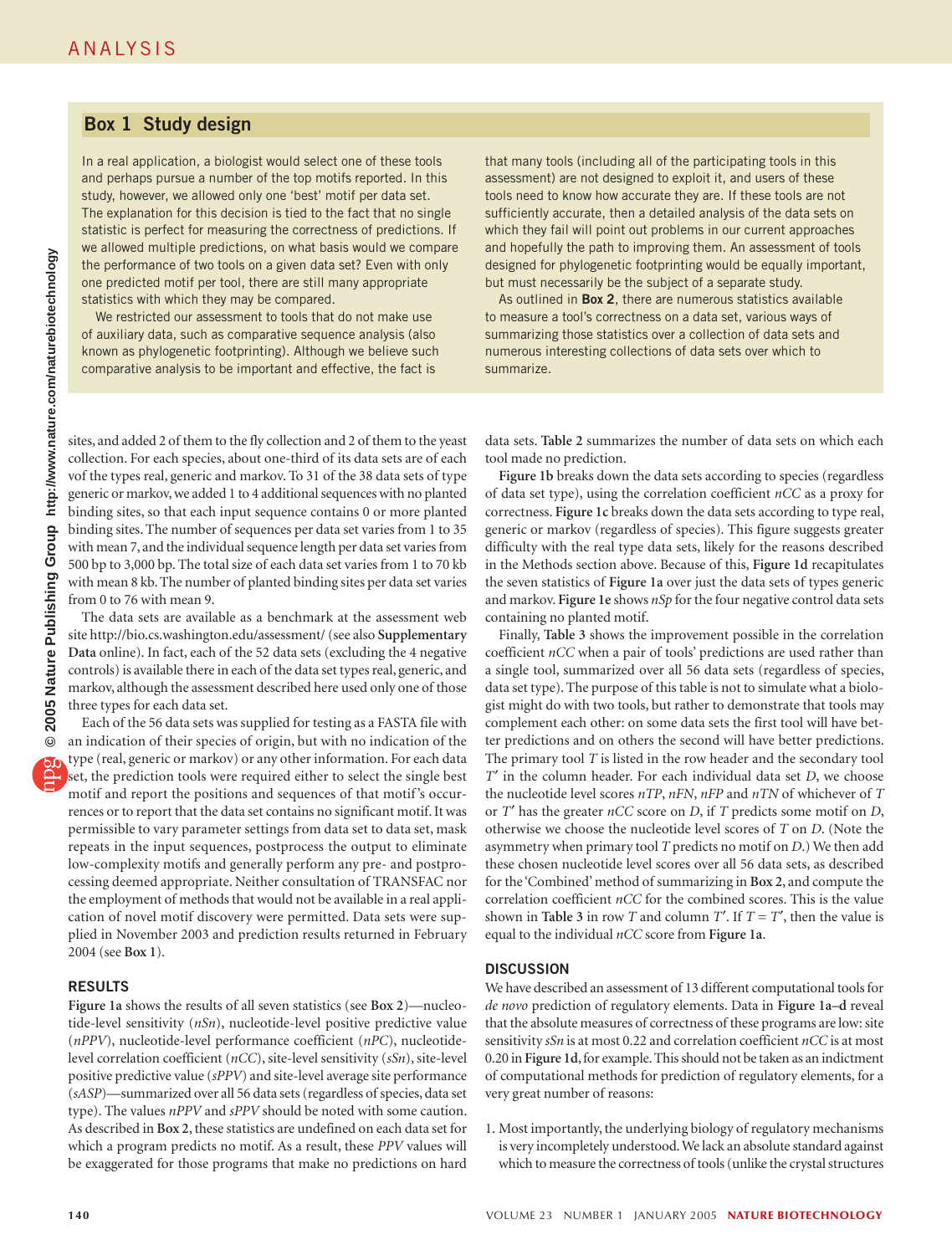## Box 1 Study design

In a real application, a biologist would select one of these tools and perhaps pursue a number of the top motifs reported. In this study, however, we allowed only one 'best' motif per data set. The explanation for this decision is tied to the fact that no single statistic is perfect for measuring the correctness of predictions. If we allowed multiple predictions, on what basis would we compare the performance of two tools on a given data set? Even with only one predicted motif per tool, there are still many appropriate statistics with which they may be compared.

We restricted our assessment to tools that do not make use of auxiliary data, such as comparative sequence analysis (also known as phylogenetic footprinting). Although we believe such comparative analysis to be important and effective, the fact is that many tools (including all of the participating tools in this assessment) are not designed to exploit it, and users of these tools need to know how accurate they are. If these tools are not sufficiently accurate, then a detailed analysis of the data sets on which they fail will point out problems in our current approaches and hopefully the path to improving them. An assessment of tools designed for phylogenetic footprinting would be equally important, but must necessarily be the subject of a separate study.

As outlined in **Box 2**, there are numerous statistics available to measure a tool's correctness on a data set, various ways of summarizing those statistics over a collection of data sets and numerous interesting collections of data sets over which to summarize.

---

sites, and added 2 of them to the fly collection and 2 of them to the yeast collection. For each species, about one-third of its data sets are of each vof the types real, generic and markov. To 31 of the 38 data sets of type generic or markov, we added 1 to 4 additional sequences with no planted binding sites, so that each input sequence contains 0 or more planted binding sites. The number of sequences per data set varies from 1 to 35 with mean 7, and the individual sequence length per data set varies from 500 bp to 3,000 bp. The total size of each data set varies from 1 to 70 kb with mean 8 kb. The number of planted binding sites per data set varies from 0 to 76 with mean 9.

The data sets are available as a benchmark at the assessment web site http://bio.cs.washington.edu/assessment/ (see also **Supplementary Data** online). In fact, each of the 52 data sets (excluding the 4 negative controls) is available there in each of the data set types real, generic, and markov, although the assessment described here used only one of those three types for each data set.

Each of the 56 data sets was supplied for testing as a FASTA file with an indication of their species of origin, but with no indication of the type (real, generic or markov) or any other information. For each data set, the prediction tools were required either to select the single best motif and report the positions and sequences of that motif's occurrences or to report that the data set contains no significant motif. It was permissible to vary parameter settings from data set to data set, mask repeats in the input sequences, postprocess the output to eliminate low-complexity motifs and generally perform any pre- and postprocessing deemed appropriate. Neither consultation of TRANSFAC nor the employment of methods that would not be available in a real application of novel motif discovery were permitted. Data sets were supplied in November 2003 and prediction results returned in February 2004 (see **Box 1**).

## RESULTS

**Figure 1a** shows the results of all seven statistics (see **Box 2**)—nucleotide-level sensitivity (*nSn*), nucleotide-level positive predictive value (*nPPV*), nucleotide-level performance coefficient (*nPC*), nucleotide-level correlation coefficient (*nCC*), site-level sensitivity (*sSn*), site-level positive predictive value (*sPPV*) and site-level average site performance (*sASP*)—summarized over all 56 data sets (regardless of species, data set type). The values *nPPV* and *sPPV* should be noted with some caution. As described in **Box 2**, these statistics are undefined on each data set for which a program predicts no motif. As a result, these *PPV* values will be exaggerated for those programs that make no predictions on hard data sets. **Table 2** summarizes the number of data sets on which each tool made no prediction.

**Figure 1b** breaks down the data sets according to species (regardless of data set type), using the correlation coefficient *nCC* as a proxy for correctness. **Figure 1c** breaks down the data sets according to type real, generic or markov (regardless of species). This figure suggests greater difficulty with the real type data sets, likely for the reasons described in the Methods section above. Because of this, **Figure 1d** recapitulates the seven statistics of **Figure 1a** over just the data sets of types generic and markov. **Figure 1e** shows *nSp* for the four negative control data sets containing no planted motif.

Finally, **Table 3** shows the improvement possible in the correlation coefficient *nCC* when a pair of tools' predictions are used rather than a single tool, summarized over all 56 data sets (regardless of species, data set type). The purpose of this table is not to simulate what a biologist might do with two tools, but rather to demonstrate that tools may complement each other: on some data sets the first tool will have better predictions and on others the second will have better predictions. The primary tool $T$ is listed in the row header and the secondary tool $T'$ in the column header. For each individual data set $D$, we choose the nucleotide level scores *nTP*, *nFN*, *nFP* and *nTN* of whichever of $T$ or $T'$ has the greater *nCC* score on $D$, if $T$ predicts some motif on $D$, otherwise we choose the nucleotide level scores of $T$ on $D$. (Note the asymmetry when primary tool $T$ predicts no motif on $D$.) We then add these chosen nucleotide level scores over all 56 data sets, as described for the 'Combined' method of summarizing in **Box 2**, and compute the correlation coefficient *nCC* for the combined scores. This is the value shown in **Table 3** in row $T$ and column $T'$. If $T = T'$, then the value is equal to the individual *nCC* score from **Figure 1a**.

## DISCUSSION

We have described an assessment of 13 different computational tools for *de novo* prediction of regulatory elements. Data in **Figure 1a–d** reveal that the absolute measures of correctness of these programs are low: site sensitivity *sSn* is at most 0.22 and correlation coefficient *nCC* is at most 0.20 in **Figure 1d**, for example. This should not be taken as an indictment of computational methods for prediction of regulatory elements, for a very great number of reasons:

1. Most importantly, the underlying biology of regulatory mechanisms is very incompletely understood. We lack an absolute standard against which to measure the correctness of tools (unlike the crystal structures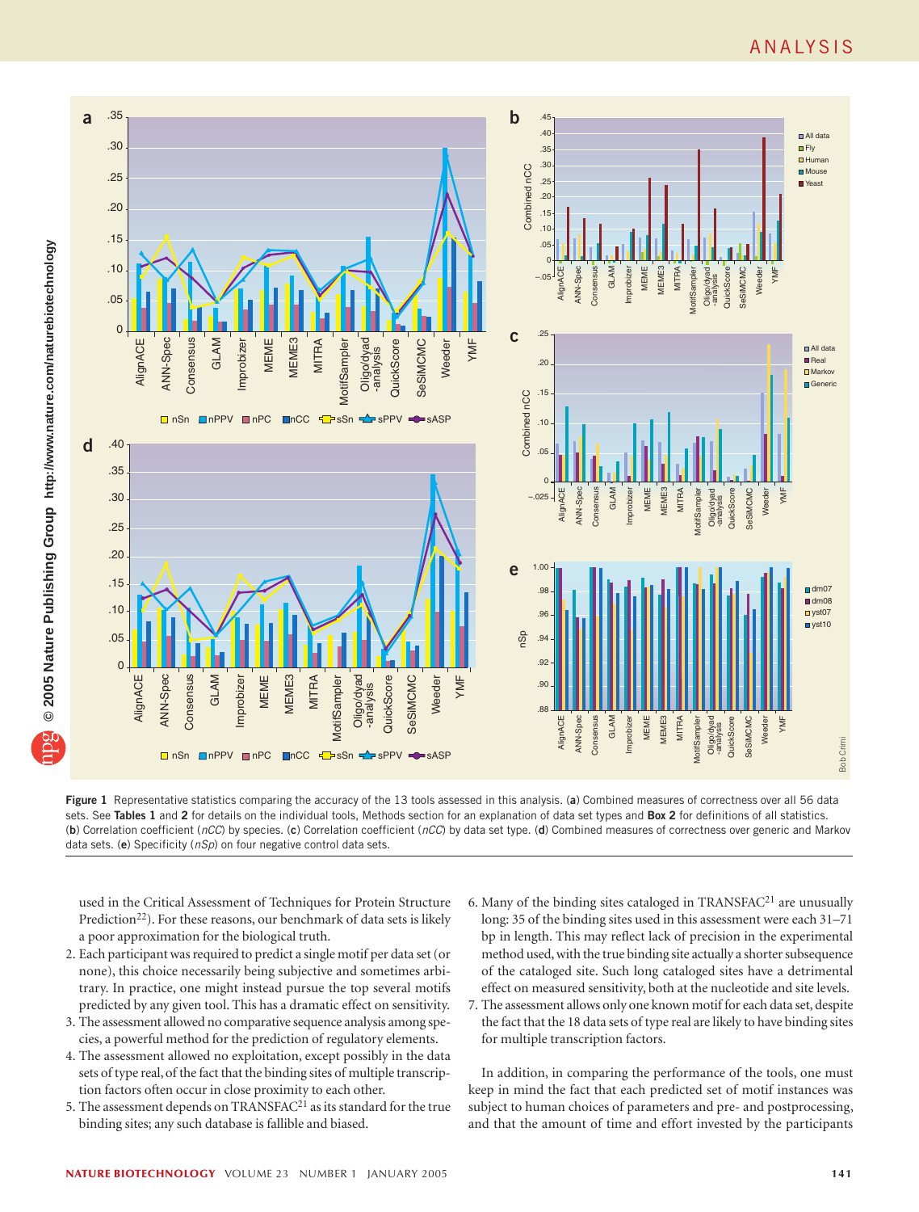**Figure 1** Representative statistics comparing the accuracy of the 13 tools assessed in this analysis. (**a**) Combined measures of correctness over all 56 data sets. See **Tables 1** and **2** for details on the individual tools, Methods section for an explanation of data set types and **Box 2** for definitions of all statistics. (**b**) Correlation coefficient (*nCC*) by species. (**c**) Correlation coefficient (*nCC*) by data set type. (**d**) Combined measures of correctness over generic and Markov data sets. (**e**) Specificity (*nSp*) on four negative control data sets.

used in the Critical Assessment of Techniques for Protein Structure Prediction[22]). For these reasons, our benchmark of data sets is likely a poor approximation for the biological truth.

2. Each participant was required to predict a single motif per data set (or none), this choice necessarily being subjective and sometimes arbitrary. In practice, one might instead pursue the top several motifs predicted by any given tool. This has a dramatic effect on sensitivity.
3. The assessment allowed no comparative sequence analysis among species, a powerful method for the prediction of regulatory elements.
4. The assessment allowed no exploitation, except possibly in the data sets of type real, of the fact that the binding sites of multiple transcription factors often occur in close proximity to each other.
5. The assessment depends on TRANSFAC[21] as its standard for the true binding sites; any such database is fallible and biased.
6. Many of the binding sites cataloged in TRANSFAC[21] are unusually long: 35 of the binding sites used in this assessment were each 31–71 bp in length. This may reflect lack of precision in the experimental method used, with the true binding site actually a shorter subsequence of the cataloged site. Such long cataloged sites have a detrimental effect on measured sensitivity, both at the nucleotide and site levels.
7. The assessment allows only one known motif for each data set, despite the fact that the 18 data sets of type real are likely to have binding sites for multiple transcription factors.

In addition, in comparing the performance of the tools, one must keep in mind the fact that each predicted set of motif instances was subject to human choices of parameters and pre- and postprocessing, and that the amount of time and effort invested by the participants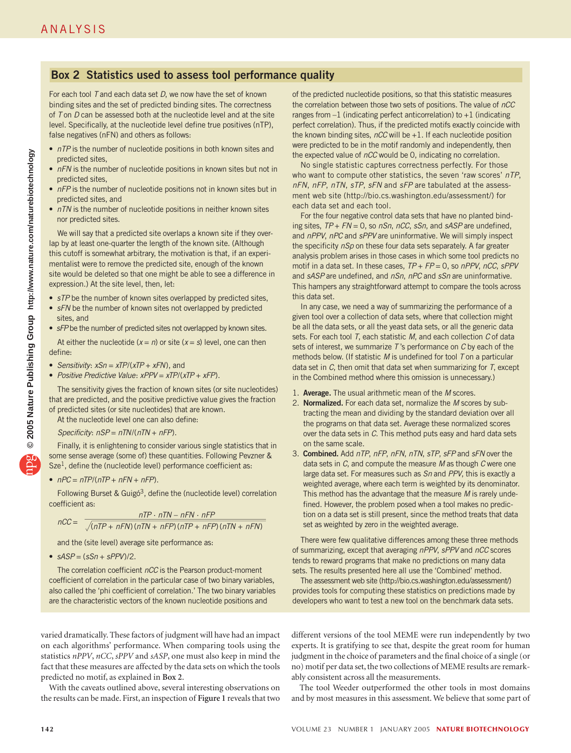## Box 2 Statistics used to assess tool performance quality

For each tool $T$ and each data set $D$, we now have the set of known binding sites and the set of predicted binding sites. The correctness of $T$ on $D$ can be assessed both at the nucleotide level and at the site level. Specifically, at the nucleotide level define true positives (nTP), false negatives (nFN) and others as follows:

- $nTP$ is the number of nucleotide positions in both known sites and predicted sites,
- $nFN$ is the number of nucleotide positions in known sites but not in predicted sites,
- $nFP$ is the number of nucleotide positions not in known sites but in predicted sites, and
- $nTN$ is the number of nucleotide positions in neither known sites nor predicted sites.

We will say that a predicted site overlaps a known site if they overlap by at least one-quarter the length of the known site. (Although this cutoff is somewhat arbitrary, the motivation is that, if an experimentalist were to remove the predicted site, enough of the known site would be deleted so that one might be able to see a difference in expression.) At the site level, then, let:

- $sTP$ be the number of known sites overlapped by predicted sites,
- $sFN$ be the number of known sites not overlapped by predicted sites, and
- $sFP$ be the number of predicted sites not overlapped by known sites.

At either the nucleotide ($x = n$) or site ($x = s$) level, one can then define:

- *Sensitivity*: $xSn = xTP/(xTP + xFN)$, and
- *Positive Predictive Value*: $xPPV = xTP/(xTP + xFP)$.

The sensitivity gives the fraction of known sites (or site nucleotides) that are predicted, and the positive predictive value gives the fraction of predicted sites (or site nucleotides) that are known.

At the nucleotide level one can also define:

*Specificity*: $nSP = nTN/(nTN + nFP)$.

Finally, it is enlightening to consider various single statistics that in some sense average (some of) these quantities. Following Pevzner & Sze[1], define the (nucleotide level) performance coefficient as:

- $nPC = nTP/(nTP + nFN + nFP)$.

Following Burset & Guigó[3], define the (nucleotide level) correlation coefficient as:

$$nCC = \frac{nTP \cdot nTN - nFN \cdot nFP}{\sqrt{(nTP + nFN)(nTN + nFP)(nTP + nFP)(nTN + nFN)}}$$

and the (site level) average site performance as:

- $sASP = (sSn + sPPV)/2$.

The correlation coefficient $nCC$ is the Pearson product-moment coefficient of correlation in the particular case of two binary variables, also called the 'phi coefficient of correlation.' The two binary variables are the characteristic vectors of the known nucleotide positions and of the predicted nucleotide positions, so that this statistic measures the correlation between those two sets of positions. The value of $nCC$ ranges from –1 (indicating perfect anticorrelation) to +1 (indicating perfect correlation). Thus, if the predicted motifs exactly coincide with the known binding sites, $nCC$ will be +1. If each nucleotide position were predicted to be in the motif randomly and independently, then the expected value of $nCC$ would be 0, indicating no correlation.

No single statistic captures correctness perfectly. For those who want to compute other statistics, the seven 'raw scores' $nTP$, $nFN$, $nFP$, $nTN$, $sTP$, $sFN$ and $sFP$ are tabulated at the assessment web site (http://bio.cs.washington.edu/assessment/) for each data set and each tool.

For the four negative control data sets that have no planted binding sites, $TP + FN = 0$, so $nSn$, $nCC$, $sSn$, and $sASP$ are undefined, and $nPPV$, $nPC$ and $sPPV$ are uninformative. We will simply inspect the specificity $nSp$ on these four data sets separately. A far greater analysis problem arises in those cases in which some tool predicts no motif in a data set. In these cases, $TP + FP = 0$, so $nPPV$, $nCC$, $sPPV$ and $sASP$ are undefined, and $nSn$, $nPC$ and $sSn$ are uninformative. This hampers any straightforward attempt to compare the tools across this data set.

In any case, we need a way of summarizing the performance of a given tool over a collection of data sets, where that collection might be all the data sets, or all the yeast data sets, or all the generic data sets. For each tool $T$, each statistic $M$, and each collection $C$ of data sets of interest, we summarize $T$'s performance on $C$ by each of the methods below. (If statistic $M$ is undefined for tool $T$ on a particular data set in $C$, then omit that data set when summarizing for $T$, except in the Combined method where this omission is unnecessary.)

1. **Average.** The usual arithmetic mean of the $M$ scores.
2. **Normalized.** For each data set, normalize the $M$ scores by subtracting the mean and dividing by the standard deviation over all the programs on that data set. Average these normalized scores over the data sets in $C$. This method puts easy and hard data sets on the same scale.
3. **Combined.** Add $nTP$, $nFP$, $nFN$, $nTN$, $sTP$, $sFP$ and $sFN$ over the data sets in $C$, and compute the measure $M$ as though $C$ were one large data set. For measures such as $Sn$ and $PPV$, this is exactly a weighted average, where each term is weighted by its denominator. This method has the advantage that the measure $M$ is rarely undefined. However, the problem posed when a tool makes no prediction on a data set is still present, since the method treats that data set as weighted by zero in the weighted average.

There were few qualitative differences among these three methods of summarizing, except that averaging $nPPV$, $sPPV$ and $nCC$ scores tends to reward programs that make no predictions on many data sets. The results presented here all use the 'Combined' method.

The assessment web site (http://bio.cs.washington.edu/assessment/) provides tools for computing these statistics on predictions made by developers who want to test a new tool on the benchmark data sets.

---

varied dramatically. These factors of judgment will have had an impact on each algorithms' performance. When comparing tools using the statistics *nPPV*, *nCC*, *sPPV* and *sASP*, one must also keep in mind the fact that these measures are affected by the data sets on which the tools predicted no motif, as explained in **Box 2**.

With the caveats outlined above, several interesting observations on the results can be made. First, an inspection of **Figure 1** reveals that two different versions of the tool MEME were run independently by two experts. It is gratifying to see that, despite the great room for human judgment in the choice of parameters and the final choice of a single (or no) motif per data set, the two collections of MEME results are remarkably consistent across all the measurements.

The tool Weeder outperformed the other tools in most domains and by most measures in this assessment. We believe that some part of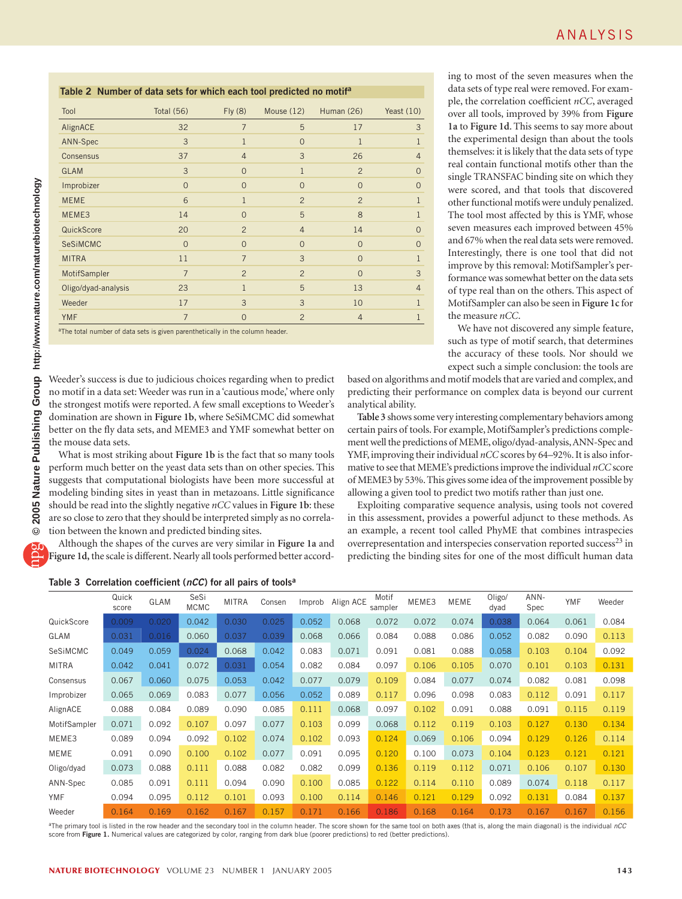**Table 2 Number of data sets for which each tool predicted no motif[a]**

| Tool | Total (56) | Fly (8) | Mouse (12) | Human (26) | Yeast (10) |
|---|---|---|---|---|---|
| AlignACE | 32 | 7 | 5 | 17 | 3 |
| ANN-Spec | 3 | 1 | 0 | 1 | 1 |
| Consensus | 37 | 4 | 3 | 26 | 4 |
| GLAM | 3 | 0 | 1 | 2 | 0 |
| Improbizer | 0 | 0 | 0 | 0 | 0 |
| MEME | 6 | 1 | 2 | 2 | 1 |
| MEME3 | 14 | 0 | 5 | 8 | 1 |
| QuickScore | 20 | 2 | 4 | 14 | 0 |
| SeSiMCMC | 0 | 0 | 0 | 0 | 0 |
| MITRA | 11 | 7 | 3 | 0 | 1 |
| MotifSampler | 7 | 2 | 2 | 0 | 3 |
| Oligo/dyad-analysis | 23 | 1 | 5 | 13 | 4 |
| Weeder | 17 | 3 | 3 | 10 | 1 |
| YMF | 7 | 0 | 2 | 4 | 1 |

[a]The total number of data sets is given parenthetically in the column header.

Weeder's success is due to judicious choices regarding when to predict no motif in a data set: Weeder was run in a 'cautious mode,' where only the strongest motifs were reported. A few small exceptions to Weeder's domination are shown in **Figure 1b**, where SeSiMCMC did somewhat better on the fly data sets, and MEME3 and YMF somewhat better on the mouse data sets.

What is most striking about **Figure 1b** is the fact that so many tools perform much better on the yeast data sets than on other species. This suggests that computational biologists have been more successful at modeling binding sites in yeast than in metazoans. Little significance should be read into the slightly negative *nCC* values in **Figure 1b**: these are so close to zero that they should be interpreted simply as no correlation between the known and predicted binding sites.

Although the shapes of the curves are very similar in **Figure 1a** and **Figure 1d**, the scale is different. Nearly all tools performed better according to most of the seven measures when the data sets of type real were removed. For example, the correlation coefficient *nCC*, averaged over all tools, improved by 39% from **Figure 1a** to **Figure 1d**. This seems to say more about the experimental design than about the tools themselves: it is likely that the data sets of type real contain functional motifs other than the single TRANSFAC binding site on which they were scored, and that tools that discovered other functional motifs were unduly penalized. The tool most affected by this is YMF, whose seven measures each improved between 45% and 67% when the real data sets were removed. Interestingly, there is one tool that did not improve by this removal: MotifSampler's performance was somewhat better on the data sets of type real than on the others. This aspect of MotifSampler can also be seen in **Figure 1c** for the measure *nCC*.

We have not discovered any simple feature, such as type of motif search, that determines the accuracy of these tools. Nor should we expect such a simple conclusion: the tools are based on algorithms and motif models that are varied and complex, and predicting their performance on complex data is beyond our current analytical ability.

**Table 3** shows some very interesting complementary behaviors among certain pairs of tools. For example, MotifSampler's predictions complement well the predictions of MEME, oligo/dyad-analysis, ANN-Spec and YMF, improving their individual *nCC* scores by 64–92%. It is also informative to see that MEME's predictions improve the individual *nCC* score of MEME3 by 53%. This gives some idea of the improvement possible by allowing a given tool to predict two motifs rather than just one.

Exploiting comparative sequence analysis, using tools not covered in this assessment, provides a powerful adjunct to these methods. As an example, a recent tool called PhyME that combines intraspecies overrepresentation and interspecies conservation reported success[23] in predicting the binding sites for one of the most difficult human data

**Table 3 Correlation coefficient (*nCC*) for all pairs of tools[a]**

| | Quick score | GLAM | SeSi MCMC | MITRA | Consen | Improb | Align ACE | Motif sampler | MEME3 | MEME | Oligo/ dyad | ANN-Spec | YMF | Weeder |
|---|---|---|---|---|---|---|---|---|---|---|---|---|---|---|
| QuickScore | 0.009 | 0.020 | 0.042 | 0.030 | 0.025 | 0.052 | 0.068 | 0.072 | 0.072 | 0.074 | 0.038 | 0.064 | 0.061 | 0.084 |
| GLAM | 0.031 | 0.016 | 0.060 | 0.037 | 0.039 | 0.068 | 0.066 | 0.084 | 0.088 | 0.086 | 0.052 | 0.082 | 0.090 | 0.113 |
| SeSiMCMC | 0.049 | 0.059 | 0.024 | 0.068 | 0.042 | 0.083 | 0.071 | 0.091 | 0.081 | 0.088 | 0.058 | 0.103 | 0.104 | 0.092 |
| MITRA | 0.042 | 0.041 | 0.072 | 0.031 | 0.054 | 0.082 | 0.084 | 0.097 | 0.106 | 0.105 | 0.070 | 0.101 | 0.103 | 0.131 |
| Consensus | 0.067 | 0.060 | 0.075 | 0.053 | 0.042 | 0.077 | 0.079 | 0.109 | 0.084 | 0.077 | 0.074 | 0.082 | 0.081 | 0.098 |
| Improbizer | 0.065 | 0.069 | 0.083 | 0.077 | 0.056 | 0.052 | 0.089 | 0.117 | 0.096 | 0.098 | 0.083 | 0.112 | 0.091 | 0.117 |
| AlignACE | 0.088 | 0.084 | 0.089 | 0.090 | 0.085 | 0.111 | 0.068 | 0.097 | 0.102 | 0.091 | 0.088 | 0.091 | 0.115 | 0.119 |
| MotifSampler | 0.071 | 0.092 | 0.107 | 0.097 | 0.077 | 0.103 | 0.099 | 0.068 | 0.112 | 0.119 | 0.103 | 0.127 | 0.130 | 0.134 |
| MEME3 | 0.089 | 0.094 | 0.092 | 0.102 | 0.074 | 0.102 | 0.093 | 0.124 | 0.069 | 0.106 | 0.094 | 0.129 | 0.126 | 0.114 |
| MEME | 0.091 | 0.090 | 0.100 | 0.102 | 0.077 | 0.091 | 0.095 | 0.120 | 0.100 | 0.073 | 0.104 | 0.123 | 0.121 | 0.121 |
| Oligo/dyad | 0.073 | 0.088 | 0.111 | 0.088 | 0.082 | 0.082 | 0.099 | 0.136 | 0.119 | 0.112 | 0.071 | 0.106 | 0.107 | 0.130 |
| ANN-Spec | 0.085 | 0.091 | 0.111 | 0.094 | 0.090 | 0.100 | 0.085 | 0.122 | 0.114 | 0.110 | 0.089 | 0.074 | 0.118 | 0.117 |
| YMF | 0.094 | 0.095 | 0.112 | 0.101 | 0.093 | 0.100 | 0.114 | 0.146 | 0.121 | 0.129 | 0.092 | 0.131 | 0.084 | 0.137 |
| Weeder | 0.164 | 0.169 | 0.162 | 0.167 | 0.157 | 0.171 | 0.166 | 0.186 | 0.168 | 0.164 | 0.173 | 0.167 | 0.167 | 0.156 |

[a]The primary tool is listed in the row header and the secondary tool in the column header. The score shown for the same tool on both axes (that is, along the main diagonal) is the individual *nCC* score from **Figure 1.** Numerical values are categorized by color, ranging from dark blue (poorer predictions) to red (better predictions).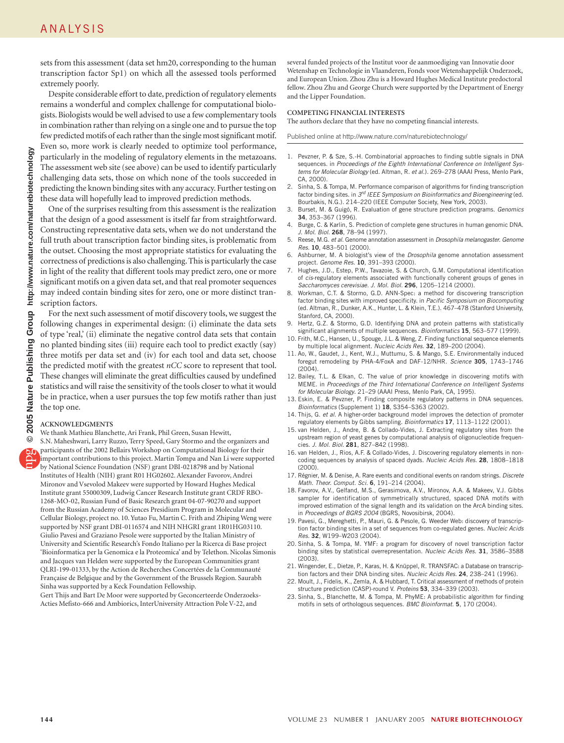sets from this assessment (data set hm20, corresponding to the human transcription factor Sp1) on which all the assessed tools performed extremely poorly.

Despite considerable effort to date, prediction of regulatory elements remains a wonderful and complex challenge for computational biologists. Biologists would be well advised to use a few complementary tools in combination rather than relying on a single one and to pursue the top few predicted motifs of each rather than the single most significant motif. Even so, more work is clearly needed to optimize tool performance, particularly in the modeling of regulatory elements in the metazoans. The assessment web site (see above) can be used to identify particularly challenging data sets, those on which none of the tools succeeded in predicting the known binding sites with any accuracy. Further testing on these data will hopefully lead to improved prediction methods.

One of the surprises resulting from this assessment is the realization that the design of a good assessment is itself far from straightforward. Constructing representative data sets, when we do not understand the full truth about transcription factor binding sites, is problematic from the outset. Choosing the most appropriate statistics for evaluating the correctness of predictions is also challenging. This is particularly the case in light of the reality that different tools may predict zero, one or more significant motifs on a given data set, and that real promoter sequences may indeed contain binding sites for zero, one or more distinct transcription factors.

For the next such assessment of motif discovery tools, we suggest the following changes in experimental design: (i) eliminate the data sets of type 'real,' (ii) eliminate the negative control data sets that contain no planted binding sites (iii) require each tool to predict exactly (say) three motifs per data set and (iv) for each tool and data set, choose the predicted motif with the greatest *nCC* score to represent that tool. These changes will eliminate the great difficulties caused by undefined statistics and will raise the sensitivity of the tools closer to what it would be in practice, when a user pursues the top few motifs rather than just the top one.

### ACKNOWLEDGMENTS

We thank Mathieu Blanchette, Ari Frank, Phil Green, Susan Hewitt, S.N. Maheshwari, Larry Ruzzo, Terry Speed, Gary Stormo and the organizers and participants of the 2002 Bellairs Workshop on Computational Biology for their important contributions to this project. Martin Tompa and Nan Li were supported by National Science Foundation (NSF) grant DBI-0218798 and by National Institutes of Health (NIH) grant R01 HG02602. Alexander Favorov, Andrei Mironov and Vsevolod Makeev were supported by Howard Hughes Medical Institute grant 55000309, Ludwig Cancer Research Institute grant CRDF RBO-1268-MO-02, Russian Fund of Basic Research grant 04-07-90270 and support from the Russian Academy of Sciences Presidium Program in Molecular and Cellular Biology, project no. 10. Yutao Fu, Martin C. Frith and Zhiping Weng were supported by NSF grant DBI-0116574 and NIH NHGRI grant 1R01HG03110. Giulio Pavesi and Graziano Pesole were supported by the Italian Ministry of University and Scientific Research's Fondo Italiano per la Ricerca di Base project 'Bioinformatica per la Genomica e la Proteomica' and by Telethon. Nicolas Simonis and Jacques van Helden were supported by the European Communities grant QLRI-199-01333, by the Action de Recherches Concertées de la Communauté Française de Belgique and by the Government of the Brussels Region. Saurabh Sinha was supported by a Keck Foundation Fellowship.

Gert Thijs and Bart De Moor were supported by Geconcerteerde Onderzoeks-Acties Mefisto-666 and Ambiorics, InterUniversity Attraction Pole V-22, and several funded projects of the Institut voor de aanmoediging van Innovatie door Wetenshap en Technologie in Vlaanderen, Fonds voor Wetenshappelijk Onderzoek, and European Union. Zhou Zhu is a Howard Hughes Medical Institute predoctoral fellow. Zhou Zhu and George Church were supported by the Department of Energy and the Lipper Foundation.

### COMPETING FINANCIAL INTERESTS

The authors declare that they have no competing financial interests.

Published online at http://www.nature.com/naturebiotechnology/

1. Pevzner, P. & Sze, S.-H. Combinatorial approaches to finding subtle signals in DNA sequences. in *Proceedings of the Eighth International Conference on Intelligent Systems for Molecular Biology* (ed. Altman, R. *et al.*). 269–278 (AAAI Press, Menlo Park, CA, 2000).
2. Sinha, S. & Tompa, M. Performance comparison of algorithms for finding transcription factor binding sites. in *3rd IEEE Symposium on Bioinformatics and Bioengineering* (ed. Bourbakis, N.G.). 214–220 (IEEE Computer Society, New York, 2003).
3. Burset, M. & Guigó, R. Evaluation of gene structure prediction programs. *Genomics* **34**, 353–367 (1996).
4. Burge, C. & Karlin, S. Prediction of complete gene structures in human genomic DNA. *J. Mol. Biol.* **268**, 78–94 (1997).
5. Reese, M.G. *et al.* Genome annotation assessment in *Drosophila melanogaster. Genome Res.* **10**, 483–501 (2000).
6. Ashburner, M. A biologist's view of the *Drosophila* genome annotation assessment project. *Genome Res.* **10**, 391–393 (2000).
7. Hughes, J.D., Estep, P.W., Tavazoie, S. & Church, G.M. Computational identification of *cis*-regulatory elements associated with functionally coherent groups of genes in *Saccharomyces cerevisiae. J. Mol. Biol.* **296**, 1205–1214 (2000).
8. Workman, C.T. & Stormo, G.D. ANN-Spec: a method for discovering transcription factor binding sites with improved specificity. in *Pacific Symposium on Biocomputing* (ed. Altman, R., Dunker, A.K., Hunter, L. & Klein, T.E.). 467–478 (Stanford University, Stanford, CA, 2000).
9. Hertz, G.Z. & Stormo, G.D. Identifying DNA and protein patterns with statistically significant alignments of multiple sequences. *Bioinformatics* **15**, 563–577 (1999).
10. Frith, M.C., Hansen, U., Spouge, J.L. & Weng, Z. Finding functional sequence elements by multiple local alignment. *Nucleic Acids Res.* **32**, 189–200 (2004).
11. Ao, W., Gaudet, J., Kent, W.J., Muttumu, S. & Mango, S.E. Environmentally induced foregut remodeling by PHA-4/FoxA and DAF-12/NHR. *Science* **305**, 1743–1746 (2004).
12. Bailey, T.L. & Elkan, C. The value of prior knowledge in discovering motifs with MEME. in *Proceedings of the Third International Conference on Intelligent Systems for Molecular Biology*. 21–29 (AAAI Press, Menlo Park, CA, 1995).
13. Eskin, E. & Pevzner, P. Finding composite regulatory patterns in DNA sequences. *Bioinformatics* (Supplement 1) **18**, S354–S363 (2002).
14. Thijs, G. *et al.* A higher-order background model improves the detection of promoter regulatory elements by Gibbs sampling. *Bioinformatics* **17**, 1113–1122 (2001).
15. van Helden, J., Andre, B. & Collado-Vides, J. Extracting regulatory sites from the upstream region of yeast genes by computational analysis of oligonucleotide frequencies. *J. Mol. Biol.* **281**, 827–842 (1998).
16. van Helden, J., Rios, A.F. & Collado-Vides, J. Discovering regulatory elements in non-coding sequences by analysis of spaced dyads. *Nucleic Acids Res.* **28**, 1808–1818 (2000).
17. Régnier, M. & Denise, A. Rare events and conditional events on random strings. *Discrete Math. Theor. Comput. Sci.* **6**, 191–214 (2004).
18. Favorov, A.V., Gelfand, M.S., Gerasimova, A.V., Mironov, A.A. & Makeev, V.J. Gibbs sampler for identification of symmetrically structured, spaced DNA motifs with improved estimation of the signal length and its validation on the ArcA binding sites. in *Proceedings of BGRS 2004* (BGRS, Novosibirsk, 2004).
19. Pavesi, G., Mereghetti, P., Mauri, G. & Pesole, G. Weeder Web: discovery of transcription factor binding sites in a set of sequences from co-regulated genes. *Nucleic Acids Res.* **32**, W199–W203 (2004).
20. Sinha, S. & Tompa, M. YMF: a program for discovery of novel transcription factor binding sites by statistical overrepresentation. *Nucleic Acids Res.* **31**, 3586–3588 (2003).
21. Wingender, E., Dietze, P., Karas, H. & Knüppel, R. TRANSFAC: a Database on transcription factors and their DNA binding sites. *Nucleic Acids Res.* **24**, 238–241 (1996).
22. Moult, J., Fidelis, K., Zemla, A. & Hubbard, T. Critical assessment of methods of protein structure prediction (CASP)-round V. *Proteins* **53**, 334–339 (2003).
23. Sinha, S., Blanchette, M. & Tompa, M. PhyME: A probabilistic algorithm for finding motifs in sets of orthologous sequences. *BMC Bioinformat.* **5**, 170 (2004).